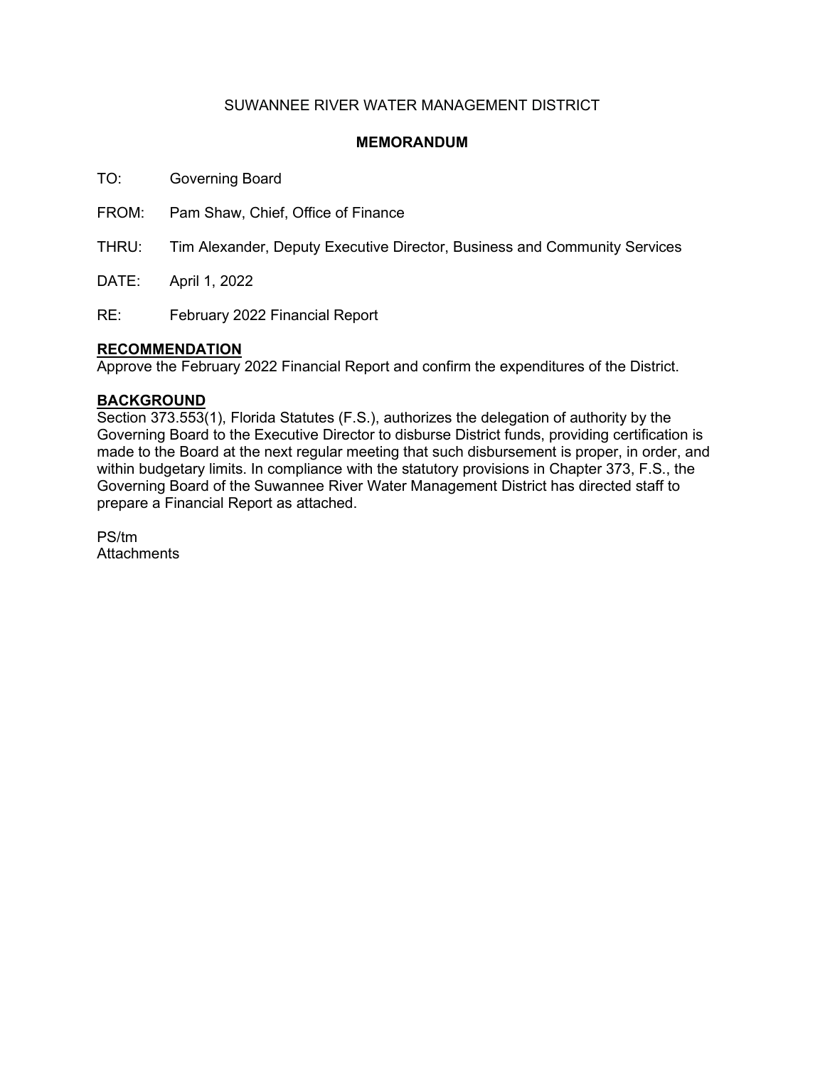SUWANNEE RIVER WATER MANAGEMENT DISTRICT

**MEMORANDUM**

TO: Governing Board

FROM: Pam Shaw, Chief, Office of Finance

THRU: Tim Alexander, Deputy Executive Director, Business and Community Services

DATE: April 1, 2022

RE: February 2022 Financial Report

**RECOMMENDATION**

Approve the February 2022 Financial Report and confirm the expenditures of the District.

**BACKGROUND**

Section 373.553(1), Florida Statutes (F.S.), authorizes the delegation of authority by the Governing Board to the Executive Director to disburse District funds, providing certification is made to the Board at the next regular meeting that such disbursement is proper, in order, and within budgetary limits. In compliance with the statutory provisions in Chapter 373, F.S., the Governing Board of the Suwannee River Water Management District has directed staff to prepare a Financial Report as attached.

PS/tm
Attachments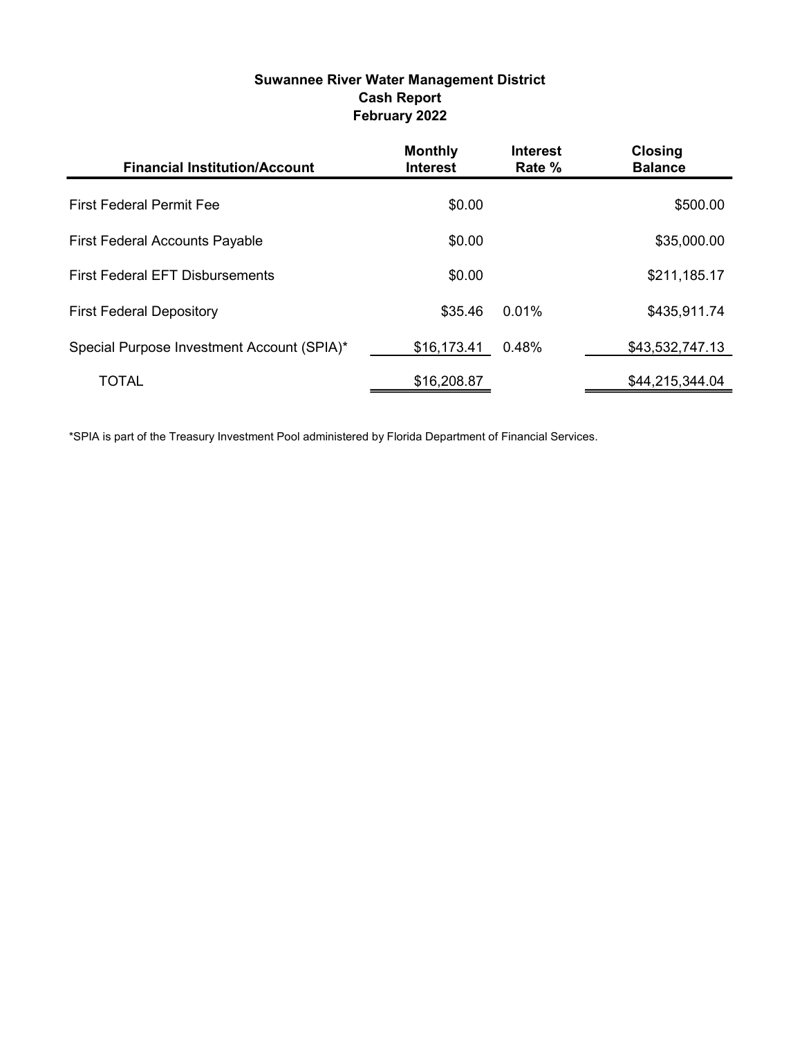**Suwannee River Water Management District**
**Cash Report**
**February 2022**

| Financial Institution/Account | Monthly Interest | Interest Rate % | Closing Balance |
|---|---|---|---|
| First Federal Permit Fee | $0.00 | | $500.00 |
| First Federal Accounts Payable | $0.00 | | $35,000.00 |
| First Federal EFT Disbursements | $0.00 | | $211,185.17 |
| First Federal Depository | $35.46 | 0.01% | $435,911.74 |
| Special Purpose Investment Account (SPIA)* | $16,173.41 | 0.48% | $43,532,747.13 |
| TOTAL | $16,208.87 | | $44,215,344.04 |

*SPIA is part of the Treasury Investment Pool administered by Florida Department of Financial Services.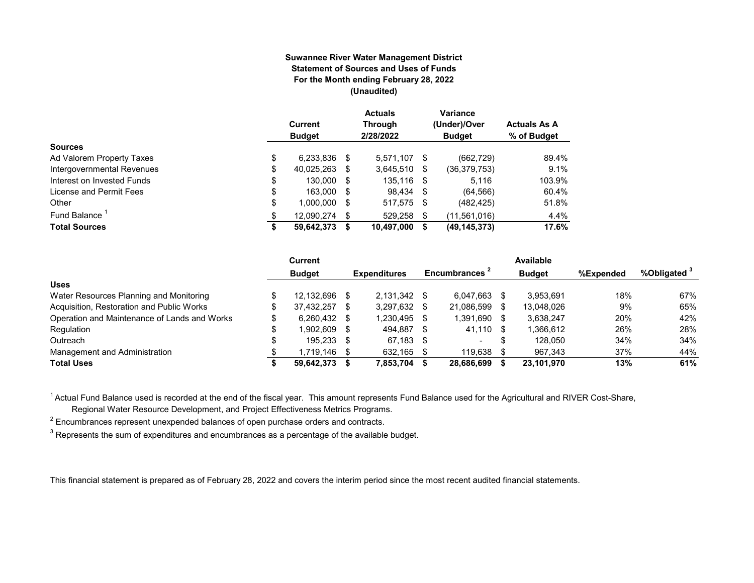**Suwannee River Water Management District**
**Statement of Sources and Uses of Funds**
**For the Month ending February 28, 2022**
**(Unaudited)**

| Sources | Current Budget | Actuals Through 2/28/2022 | Variance (Under)/Over Budget | Actuals As A % of Budget |
|---|---|---|---|---|
| Ad Valorem Property Taxes | $ 6,233,836 | $ 5,571,107 | $ (662,729) | 89.4% |
| Intergovernmental Revenues | $ 40,025,263 | $ 3,645,510 | $ (36,379,753) | 9.1% |
| Interest on Invested Funds | $ 130,000 | $ 135,116 | $ 5,116 | 103.9% |
| License and Permit Fees | $ 163,000 | $ 98,434 | $ (64,566) | 60.4% |
| Other | $ 1,000,000 | $ 517,575 | $ (482,425) | 51.8% |
| Fund Balance [1] | $ 12,090,274 | $ 529,258 | $ (11,561,016) | 4.4% |
| **Total Sources** | **$ 59,642,373** | **$ 10,497,000** | **$ (49,145,373)** | **17.6%** |

| Uses | Current Budget | Expenditures | Encumbrances [2] | Available Budget | %Expended | %Obligated [3] |
|---|---|---|---|---|---|---|
| Water Resources Planning and Monitoring | $ 12,132,696 | $ 2,131,342 | $ 6,047,663 | $ 3,953,691 | 18% | 67% |
| Acquisition, Restoration and Public Works | $ 37,432,257 | $ 3,297,632 | $ 21,086,599 | $ 13,048,026 | 9% | 65% |
| Operation and Maintenance of Lands and Works | $ 6,260,432 | $ 1,230,495 | $ 1,391,690 | $ 3,638,247 | 20% | 42% |
| Regulation | $ 1,902,609 | $ 494,887 | $ 41,110 | $ 1,366,612 | 26% | 28% |
| Outreach | $ 195,233 | $ 67,183 | $ - | $ 128,050 | 34% | 34% |
| Management and Administration | $ 1,719,146 | $ 632,165 | $ 119,638 | $ 967,343 | 37% | 44% |
| **Total Uses** | **$ 59,642,373** | **$ 7,853,704** | **$ 28,686,699** | **$ 23,101,970** | **13%** | **61%** |

[1] Actual Fund Balance used is recorded at the end of the fiscal year. This amount represents Fund Balance used for the Agricultural and RIVER Cost-Share, Regional Water Resource Development, and Project Effectiveness Metrics Programs.

[2] Encumbrances represent unexpended balances of open purchase orders and contracts.

[3] Represents the sum of expenditures and encumbrances as a percentage of the available budget.

This financial statement is prepared as of February 28, 2022 and covers the interim period since the most recent audited financial statements.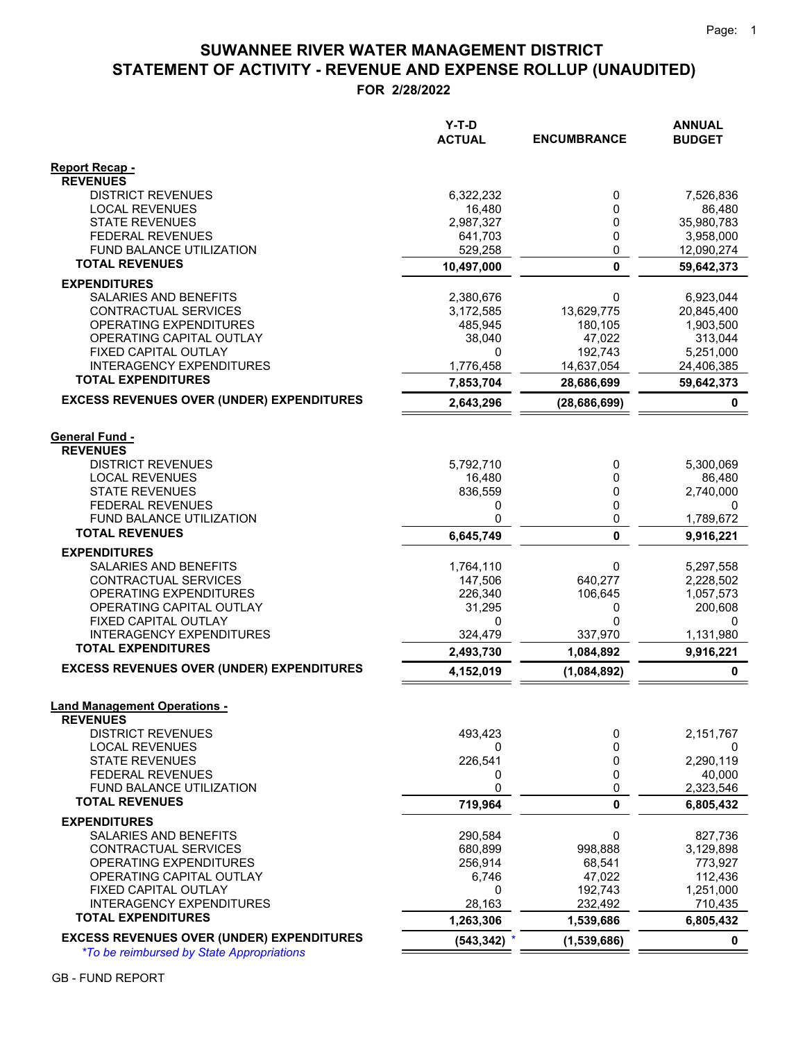# SUWANNEE RIVER WATER MANAGEMENT DISTRICT

## STATEMENT OF ACTIVITY - REVENUE AND EXPENSE ROLLUP (UNAUDITED)

**FOR 2/28/2022**

| | Y-T-D ACTUAL | ENCUMBRANCE | ANNUAL BUDGET |
|---|---|---|---|
| **Report Recap -** | | | |
| **REVENUES** | | | |
| DISTRICT REVENUES | 6,322,232 | 0 | 7,526,836 |
| LOCAL REVENUES | 16,480 | 0 | 86,480 |
| STATE REVENUES | 2,987,327 | 0 | 35,980,783 |
| FEDERAL REVENUES | 641,703 | 0 | 3,958,000 |
| FUND BALANCE UTILIZATION | 529,258 | 0 | 12,090,274 |
| **TOTAL REVENUES** | **10,497,000** | **0** | **59,642,373** |
| **EXPENDITURES** | | | |
| SALARIES AND BENEFITS | 2,380,676 | 0 | 6,923,044 |
| CONTRACTUAL SERVICES | 3,172,585 | 13,629,775 | 20,845,400 |
| OPERATING EXPENDITURES | 485,945 | 180,105 | 1,903,500 |
| OPERATING CAPITAL OUTLAY | 38,040 | 47,022 | 313,044 |
| FIXED CAPITAL OUTLAY | 0 | 192,743 | 5,251,000 |
| INTERAGENCY EXPENDITURES | 1,776,458 | 14,637,054 | 24,406,385 |
| **TOTAL EXPENDITURES** | **7,853,704** | **28,686,699** | **59,642,373** |
| **EXCESS REVENUES OVER (UNDER) EXPENDITURES** | **2,643,296** | **(28,686,699)** | **0** |
| **General Fund -** | | | |
| **REVENUES** | | | |
| DISTRICT REVENUES | 5,792,710 | 0 | 5,300,069 |
| LOCAL REVENUES | 16,480 | 0 | 86,480 |
| STATE REVENUES | 836,559 | 0 | 2,740,000 |
| FEDERAL REVENUES | 0 | 0 | 0 |
| FUND BALANCE UTILIZATION | 0 | 0 | 1,789,672 |
| **TOTAL REVENUES** | **6,645,749** | **0** | **9,916,221** |
| **EXPENDITURES** | | | |
| SALARIES AND BENEFITS | 1,764,110 | 0 | 5,297,558 |
| CONTRACTUAL SERVICES | 147,506 | 640,277 | 2,228,502 |
| OPERATING EXPENDITURES | 226,340 | 106,645 | 1,057,573 |
| OPERATING CAPITAL OUTLAY | 31,295 | 0 | 200,608 |
| FIXED CAPITAL OUTLAY | 0 | 0 | 0 |
| INTERAGENCY EXPENDITURES | 324,479 | 337,970 | 1,131,980 |
| **TOTAL EXPENDITURES** | **2,493,730** | **1,084,892** | **9,916,221** |
| **EXCESS REVENUES OVER (UNDER) EXPENDITURES** | **4,152,019** | **(1,084,892)** | **0** |
| **Land Management Operations -** | | | |
| **REVENUES** | | | |
| DISTRICT REVENUES | 493,423 | 0 | 2,151,767 |
| LOCAL REVENUES | 0 | 0 | 0 |
| STATE REVENUES | 226,541 | 0 | 2,290,119 |
| FEDERAL REVENUES | 0 | 0 | 40,000 |
| FUND BALANCE UTILIZATION | 0 | 0 | 2,323,546 |
| **TOTAL REVENUES** | **719,964** | **0** | **6,805,432** |
| **EXPENDITURES** | | | |
| SALARIES AND BENEFITS | 290,584 | 0 | 827,736 |
| CONTRACTUAL SERVICES | 680,899 | 998,888 | 3,129,898 |
| OPERATING EXPENDITURES | 256,914 | 68,541 | 773,927 |
| OPERATING CAPITAL OUTLAY | 6,746 | 47,022 | 112,436 |
| FIXED CAPITAL OUTLAY | 0 | 192,743 | 1,251,000 |
| INTERAGENCY EXPENDITURES | 28,163 | 232,492 | 710,435 |
| **TOTAL EXPENDITURES** | **1,263,306** | **1,539,686** | **6,805,432** |
| **EXCESS REVENUES OVER (UNDER) EXPENDITURES** | **(543,342)** * | **(1,539,686)** | **0** |

*\*To be reimbursed by State Appropriations*

GB - FUND REPORT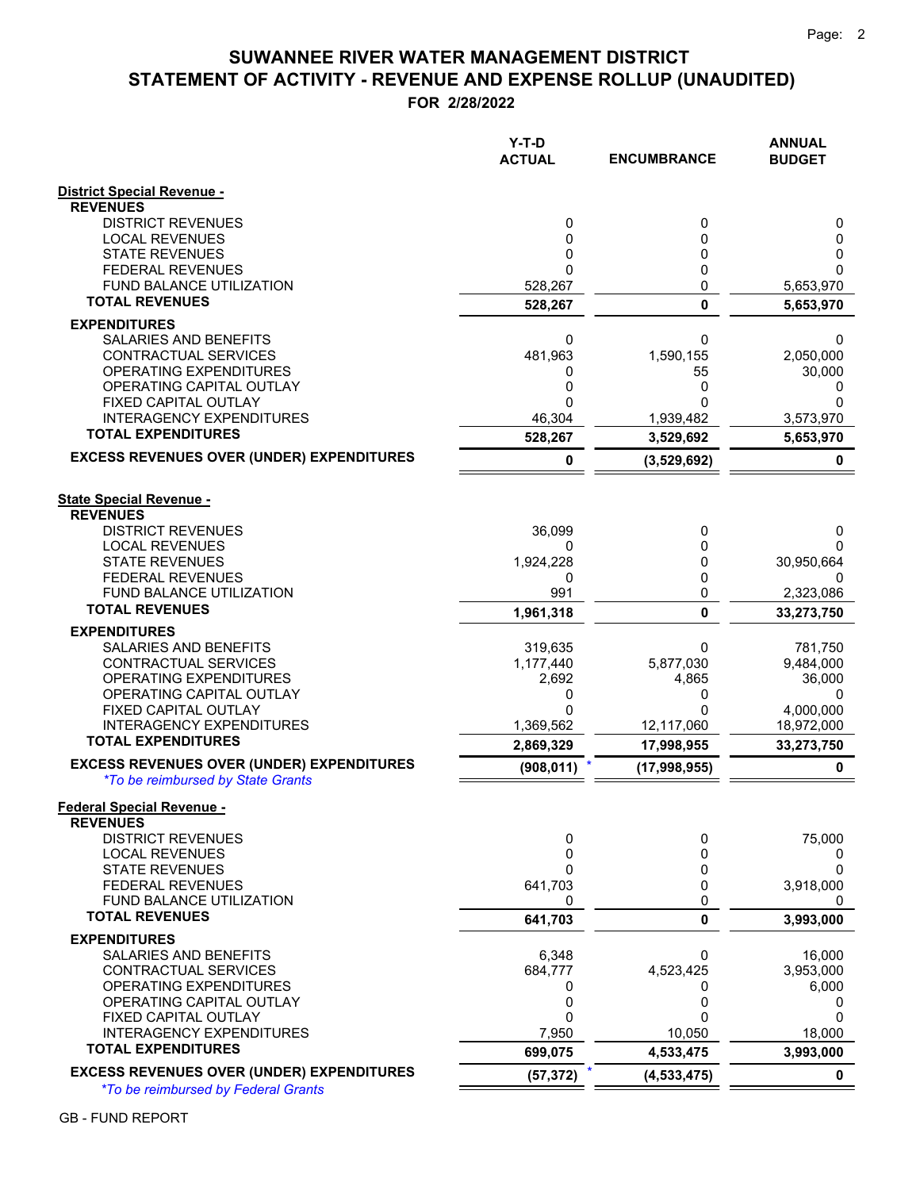# SUWANNEE RIVER WATER MANAGEMENT DISTRICT
# STATEMENT OF ACTIVITY - REVENUE AND EXPENSE ROLLUP (UNAUDITED)
## FOR 2/28/2022

| | Y-T-D ACTUAL | ENCUMBRANCE | ANNUAL BUDGET |
|---|---|---|---|
| **District Special Revenue -** | | | |
| **REVENUES** | | | |
| DISTRICT REVENUES | 0 | 0 | 0 |
| LOCAL REVENUES | 0 | 0 | 0 |
| STATE REVENUES | 0 | 0 | 0 |
| FEDERAL REVENUES | 0 | 0 | 0 |
| FUND BALANCE UTILIZATION | 528,267 | 0 | 5,653,970 |
| **TOTAL REVENUES** | **528,267** | **0** | **5,653,970** |
| **EXPENDITURES** | | | |
| SALARIES AND BENEFITS | 0 | 0 | 0 |
| CONTRACTUAL SERVICES | 481,963 | 1,590,155 | 2,050,000 |
| OPERATING EXPENDITURES | 0 | 55 | 30,000 |
| OPERATING CAPITAL OUTLAY | 0 | 0 | 0 |
| FIXED CAPITAL OUTLAY | 0 | 0 | 0 |
| INTERAGENCY EXPENDITURES | 46,304 | 1,939,482 | 3,573,970 |
| **TOTAL EXPENDITURES** | **528,267** | **3,529,692** | **5,653,970** |
| **EXCESS REVENUES OVER (UNDER) EXPENDITURES** | **0** | **(3,529,692)** | **0** |
| **State Special Revenue -** | | | |
| **REVENUES** | | | |
| DISTRICT REVENUES | 36,099 | 0 | 0 |
| LOCAL REVENUES | 0 | 0 | 0 |
| STATE REVENUES | 1,924,228 | 0 | 30,950,664 |
| FEDERAL REVENUES | 0 | 0 | 0 |
| FUND BALANCE UTILIZATION | 991 | 0 | 2,323,086 |
| **TOTAL REVENUES** | **1,961,318** | **0** | **33,273,750** |
| **EXPENDITURES** | | | |
| SALARIES AND BENEFITS | 319,635 | 0 | 781,750 |
| CONTRACTUAL SERVICES | 1,177,440 | 5,877,030 | 9,484,000 |
| OPERATING EXPENDITURES | 2,692 | 4,865 | 36,000 |
| OPERATING CAPITAL OUTLAY | 0 | 0 | 0 |
| FIXED CAPITAL OUTLAY | 0 | 0 | 4,000,000 |
| INTERAGENCY EXPENDITURES | 1,369,562 | 12,117,060 | 18,972,000 |
| **TOTAL EXPENDITURES** | **2,869,329** | **17,998,955** | **33,273,750** |
| **EXCESS REVENUES OVER (UNDER) EXPENDITURES** | **(908,011)** * | **(17,998,955)** | **0** |
| *\*To be reimbursed by State Grants* | | | |
| **Federal Special Revenue -** | | | |
| **REVENUES** | | | |
| DISTRICT REVENUES | 0 | 0 | 75,000 |
| LOCAL REVENUES | 0 | 0 | 0 |
| STATE REVENUES | 0 | 0 | 0 |
| FEDERAL REVENUES | 641,703 | 0 | 3,918,000 |
| FUND BALANCE UTILIZATION | 0 | 0 | 0 |
| **TOTAL REVENUES** | **641,703** | **0** | **3,993,000** |
| **EXPENDITURES** | | | |
| SALARIES AND BENEFITS | 6,348 | 0 | 16,000 |
| CONTRACTUAL SERVICES | 684,777 | 4,523,425 | 3,953,000 |
| OPERATING EXPENDITURES | 0 | 0 | 6,000 |
| OPERATING CAPITAL OUTLAY | 0 | 0 | 0 |
| FIXED CAPITAL OUTLAY | 0 | 0 | 0 |
| INTERAGENCY EXPENDITURES | 7,950 | 10,050 | 18,000 |
| **TOTAL EXPENDITURES** | **699,075** | **4,533,475** | **3,993,000** |
| **EXCESS REVENUES OVER (UNDER) EXPENDITURES** | **(57,372)** * | **(4,533,475)** | **0** |
| *\*To be reimbursed by Federal Grants* | | | |

GB - FUND REPORT